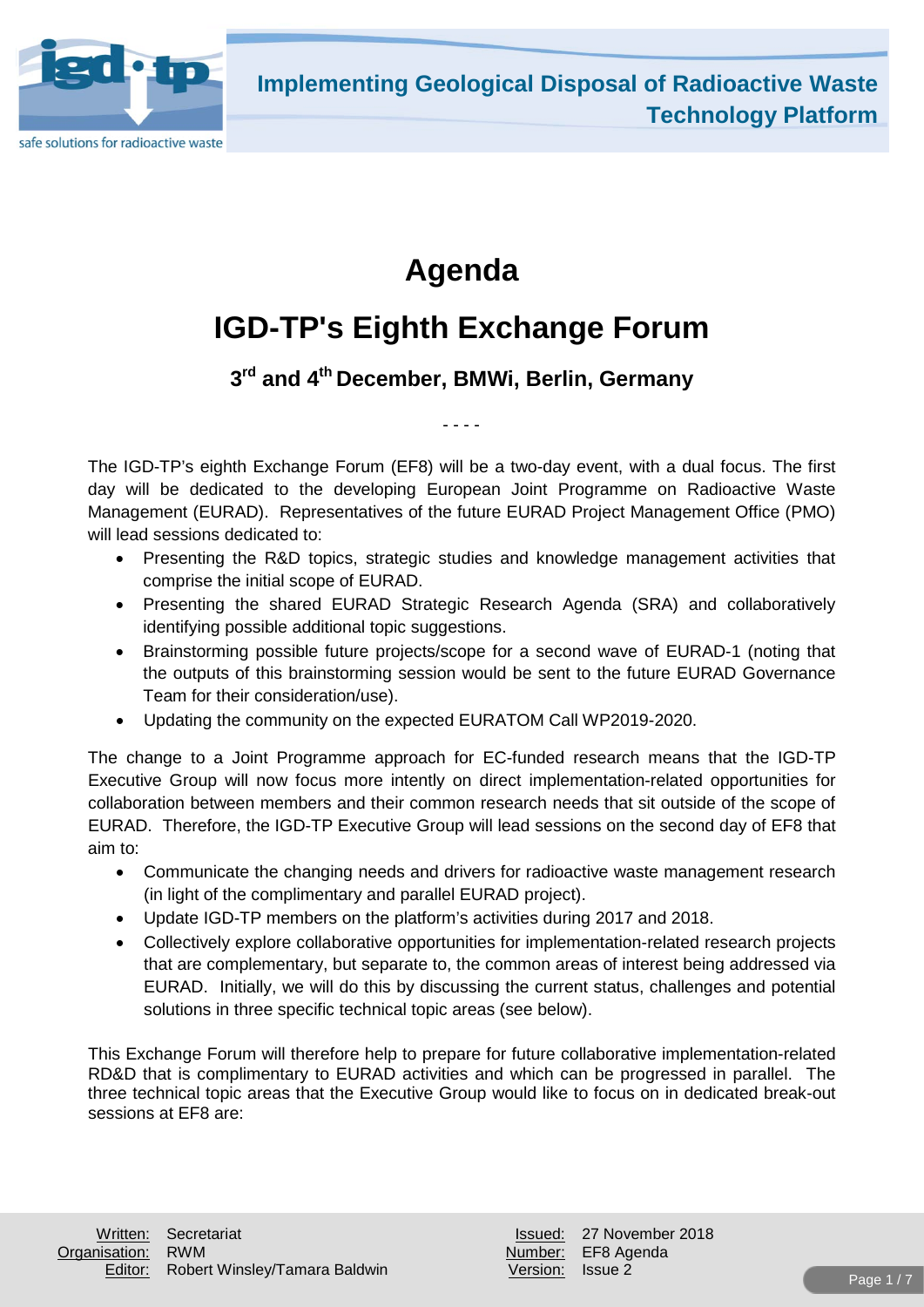# Agenda

# IGD-TP's Eighth Exchange Forum

### 3rd and 4th December, BMWi, Berlin, Germany

- - - -

The IGD-TP's eighth Exchange Forum (EF8) will be a two-day event, with a dual focus. The first day will be dedicated to the developing European Joint Programme on Radioactive Waste Management (EURAD). Representatives of the future EURAD Project Management Office (PMO) will lead sessions dedicated to:

- Presenting the R&D topics, strategic studies and knowledge management activities that comprise the initial scope of EURAD.
- Presenting the shared EURAD Strategic Research Agenda (SRA) and collaboratively identifying possible additional topic suggestions.
- Brainstorming possible future projects/scope for a second wave of EURAD-1 (noting that the outputs of this brainstorming session would be sent to the future EURAD Governance Team for their consideration/use).
- Updating the community on the expected EURATOM Call WP2019-2020.

The change to a Joint Programme approach for EC-funded research means that the IGD-TP Executive Group will now focus more intently on direct implementation-related opportunities for collaboration between members and their common research needs that sit outside of the scope of EURAD. Therefore, the IGD-TP Executive Group will lead sessions on the second day of EF8 that aim to:

- Communicate the changing needs and drivers for radioactive waste management research (in light of the complimentary and parallel EURAD project).
- Update IGD-TP members on the platform's activities during 2017 and 2018.
- Collectively explore collaborative opportunities for implementation-related research projects that are complementary, but separate to, the common areas of interest being addressed via EURAD. Initially, we will do this by discussing the current status, challenges and potential solutions in three specific technical topic areas (see below).

This Exchange Forum will therefore help to prepare for future collaborative implementation-related RD&D that is complimentary to EURAD activities and which can be progressed in parallel. The three technical topic areas that the Executive Group would like to focus on in dedicated break-out sessions at EF8 are: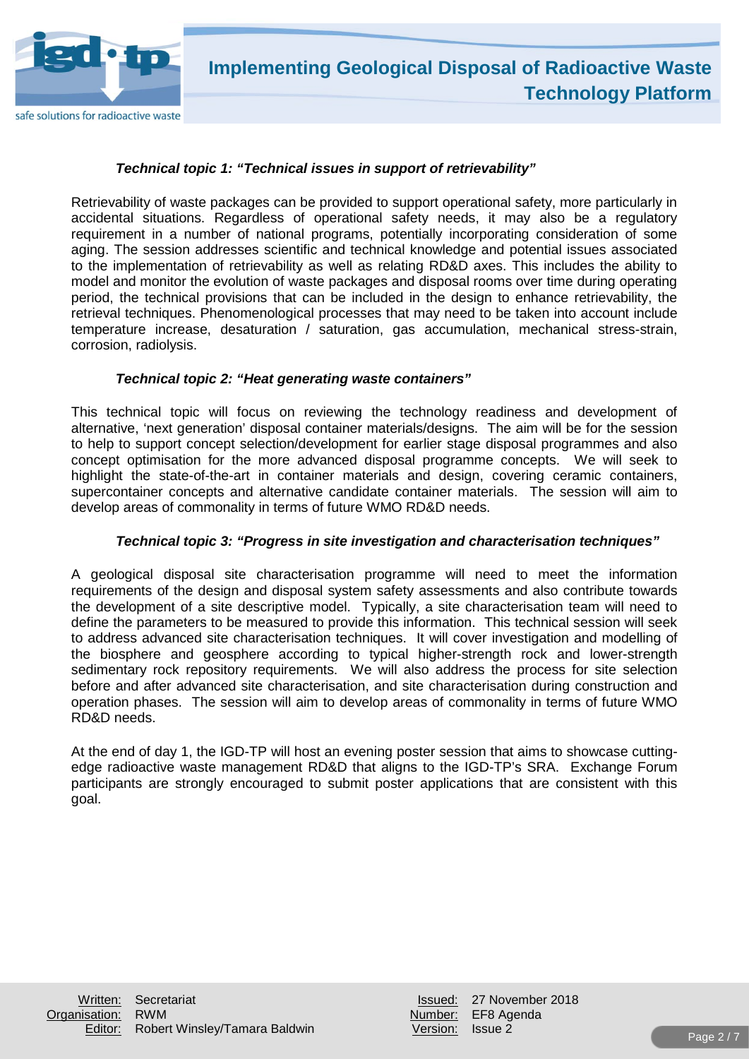***Technical topic 1: "Technical issues in support of retrievability"***

Retrievability of waste packages can be provided to support operational safety, more particularly in accidental situations. Regardless of operational safety needs, it may also be a regulatory requirement in a number of national programs, potentially incorporating consideration of some aging. The session addresses scientific and technical knowledge and potential issues associated to the implementation of retrievability as well as relating RD&D axes. This includes the ability to model and monitor the evolution of waste packages and disposal rooms over time during operating period, the technical provisions that can be included in the design to enhance retrievability, the retrieval techniques. Phenomenological processes that may need to be taken into account include temperature increase, desaturation / saturation, gas accumulation, mechanical stress-strain, corrosion, radiolysis.

***Technical topic 2: "Heat generating waste containers"***

This technical topic will focus on reviewing the technology readiness and development of alternative, 'next generation' disposal container materials/designs. The aim will be for the session to help to support concept selection/development for earlier stage disposal programmes and also concept optimisation for the more advanced disposal programme concepts. We will seek to highlight the state-of-the-art in container materials and design, covering ceramic containers, supercontainer concepts and alternative candidate container materials. The session will aim to develop areas of commonality in terms of future WMO RD&D needs.

***Technical topic 3: "Progress in site investigation and characterisation techniques"***

A geological disposal site characterisation programme will need to meet the information requirements of the design and disposal system safety assessments and also contribute towards the development of a site descriptive model. Typically, a site characterisation team will need to define the parameters to be measured to provide this information. This technical session will seek to address advanced site characterisation techniques. It will cover investigation and modelling of the biosphere and geosphere according to typical higher-strength rock and lower-strength sedimentary rock repository requirements. We will also address the process for site selection before and after advanced site characterisation, and site characterisation during construction and operation phases. The session will aim to develop areas of commonality in terms of future WMO RD&D needs.

At the end of day 1, the IGD-TP will host an evening poster session that aims to showcase cutting-edge radioactive waste management RD&D that aligns to the IGD-TP's SRA. Exchange Forum participants are strongly encouraged to submit poster applications that are consistent with this goal.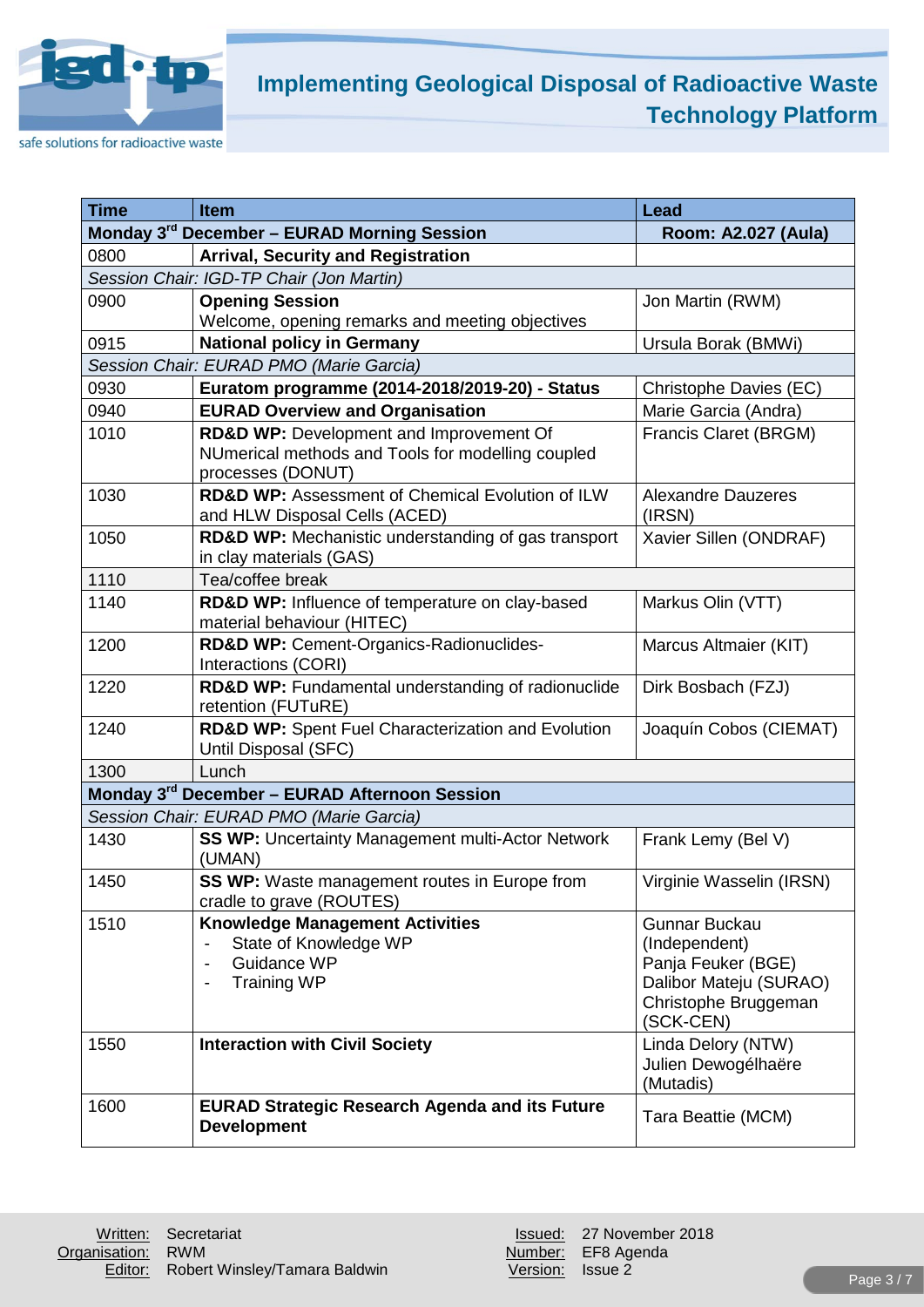| Time | Item | Lead |
|---|---|---|
| **Monday 3rd December – EURAD Morning Session** | | **Room: A2.027 (Aula)** |
| 0800 | **Arrival, Security and Registration** | |
| *Session Chair: IGD-TP Chair (Jon Martin)* | | |
| 0900 | **Opening Session**<br>Welcome, opening remarks and meeting objectives | Jon Martin (RWM) |
| 0915 | **National policy in Germany** | Ursula Borak (BMWi) |
| *Session Chair: EURAD PMO (Marie Garcia)* | | |
| 0930 | **Euratom programme (2014-2018/2019-20) - Status** | Christophe Davies (EC) |
| 0940 | **EURAD Overview and Organisation** | Marie Garcia (Andra) |
| 1010 | **RD&D WP:** Development and Improvement Of NUmerical methods and Tools for modelling coupled processes (DONUT) | Francis Claret (BRGM) |
| 1030 | **RD&D WP:** Assessment of Chemical Evolution of ILW and HLW Disposal Cells (ACED) | Alexandre Dauzeres (IRSN) |
| 1050 | **RD&D WP:** Mechanistic understanding of gas transport in clay materials (GAS) | Xavier Sillen (ONDRAF) |
| 1110 | Tea/coffee break | |
| 1140 | **RD&D WP:** Influence of temperature on clay-based material behaviour (HITEC) | Markus Olin (VTT) |
| 1200 | **RD&D WP:** Cement-Organics-Radionuclides-Interactions (CORI) | Marcus Altmaier (KIT) |
| 1220 | **RD&D WP:** Fundamental understanding of radionuclide retention (FUTuRE) | Dirk Bosbach (FZJ) |
| 1240 | **RD&D WP:** Spent Fuel Characterization and Evolution Until Disposal (SFC) | Joaquín Cobos (CIEMAT) |
| 1300 | Lunch | |
| **Monday 3rd December – EURAD Afternoon Session** | | |
| *Session Chair: EURAD PMO (Marie Garcia)* | | |
| 1430 | **SS WP:** Uncertainty Management multi-Actor Network (UMAN) | Frank Lemy (Bel V) |
| 1450 | **SS WP:** Waste management routes in Europe from cradle to grave (ROUTES) | Virginie Wasselin (IRSN) |
| 1510 | **Knowledge Management Activities**<br>- State of Knowledge WP<br>- Guidance WP<br>- Training WP | Gunnar Buckau (Independent)<br>Panja Feuker (BGE)<br>Dalibor Mateju (SURAO)<br>Christophe Bruggeman (SCK-CEN) |
| 1550 | **Interaction with Civil Society** | Linda Delory (NTW)<br>Julien Dewogélhaëre (Mutadis) |
| 1600 | **EURAD Strategic Research Agenda and its Future Development** | Tara Beattie (MCM) |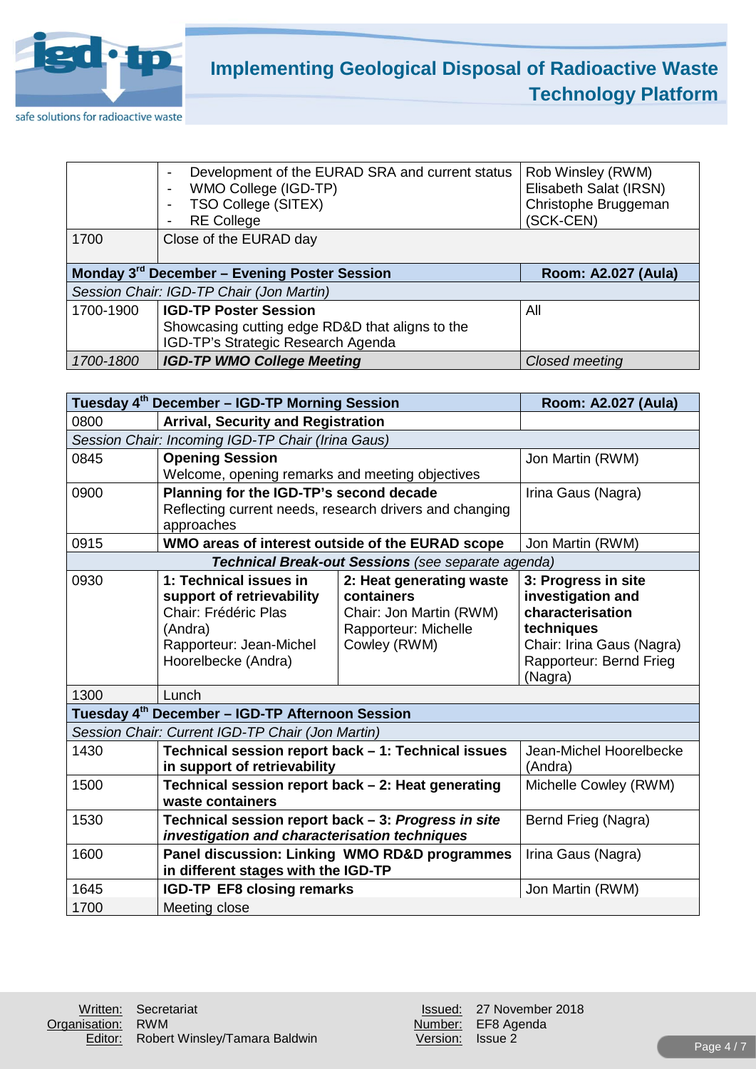|  |  |  |
|---|---|---|
|  | - Development of the EURAD SRA and current status<br>- WMO College (IGD-TP)<br>- TSO College (SITEX)<br>- RE College | Rob Winsley (RWM)<br>Elisabeth Salat (IRSN)<br>Christophe Bruggeman (SCK-CEN) |
| 1700 | Close of the EURAD day |  |

| **Monday 3rd December – Evening Poster Session** | | **Room: A2.027 (Aula)** |
|---|---|---|
| *Session Chair: IGD-TP Chair (Jon Martin)* | | |
| 1700-1900 | **IGD-TP Poster Session**<br>Showcasing cutting edge RD&D that aligns to the IGD-TP's Strategic Research Agenda | All |
| *1700-1800* | ***IGD-TP WMO College Meeting*** | *Closed meeting* |

| **Tuesday 4th December – IGD-TP Morning Session** | | | **Room: A2.027 (Aula)** |
|---|---|---|---|
| 0800 | **Arrival, Security and Registration** | | |
| *Session Chair: Incoming IGD-TP Chair (Irina Gaus)* | | | |
| 0845 | **Opening Session**<br>Welcome, opening remarks and meeting objectives | | Jon Martin (RWM) |
| 0900 | **Planning for the IGD-TP's second decade**<br>Reflecting current needs, research drivers and changing approaches | | Irina Gaus (Nagra) |
| 0915 | **WMO areas of interest outside of the EURAD scope** | | Jon Martin (RWM) |
| ***Technical Break-out Sessions** (see separate agenda)* | | | |
| 0930 | **1: Technical issues in support of retrievability**<br>Chair: Frédéric Plas (Andra)<br>Rapporteur: Jean-Michel Hoorelbecke (Andra) | **2: Heat generating waste containers**<br>Chair: Jon Martin (RWM)<br>Rapporteur: Michelle Cowley (RWM) | **3: Progress in site investigation and characterisation techniques**<br>Chair: Irina Gaus (Nagra)<br>Rapporteur: Bernd Frieg (Nagra) |
| 1300 | Lunch | | |
| **Tuesday 4th December – IGD-TP Afternoon Session** | | | |
| *Session Chair: Current IGD-TP Chair (Jon Martin)* | | | |
| 1430 | **Technical session report back – 1: Technical issues in support of retrievability** | | Jean-Michel Hoorelbecke (Andra) |
| 1500 | **Technical session report back – 2: Heat generating waste containers** | | Michelle Cowley (RWM) |
| 1530 | **Technical session report back – 3: *Progress in site investigation and characterisation techniques*** | | Bernd Frieg (Nagra) |
| 1600 | **Panel discussion: Linking WMO RD&D programmes in different stages with the IGD-TP** | | Irina Gaus (Nagra) |
| 1645 | **IGD-TP EF8 closing remarks** | | Jon Martin (RWM) |
| 1700 | Meeting close | | |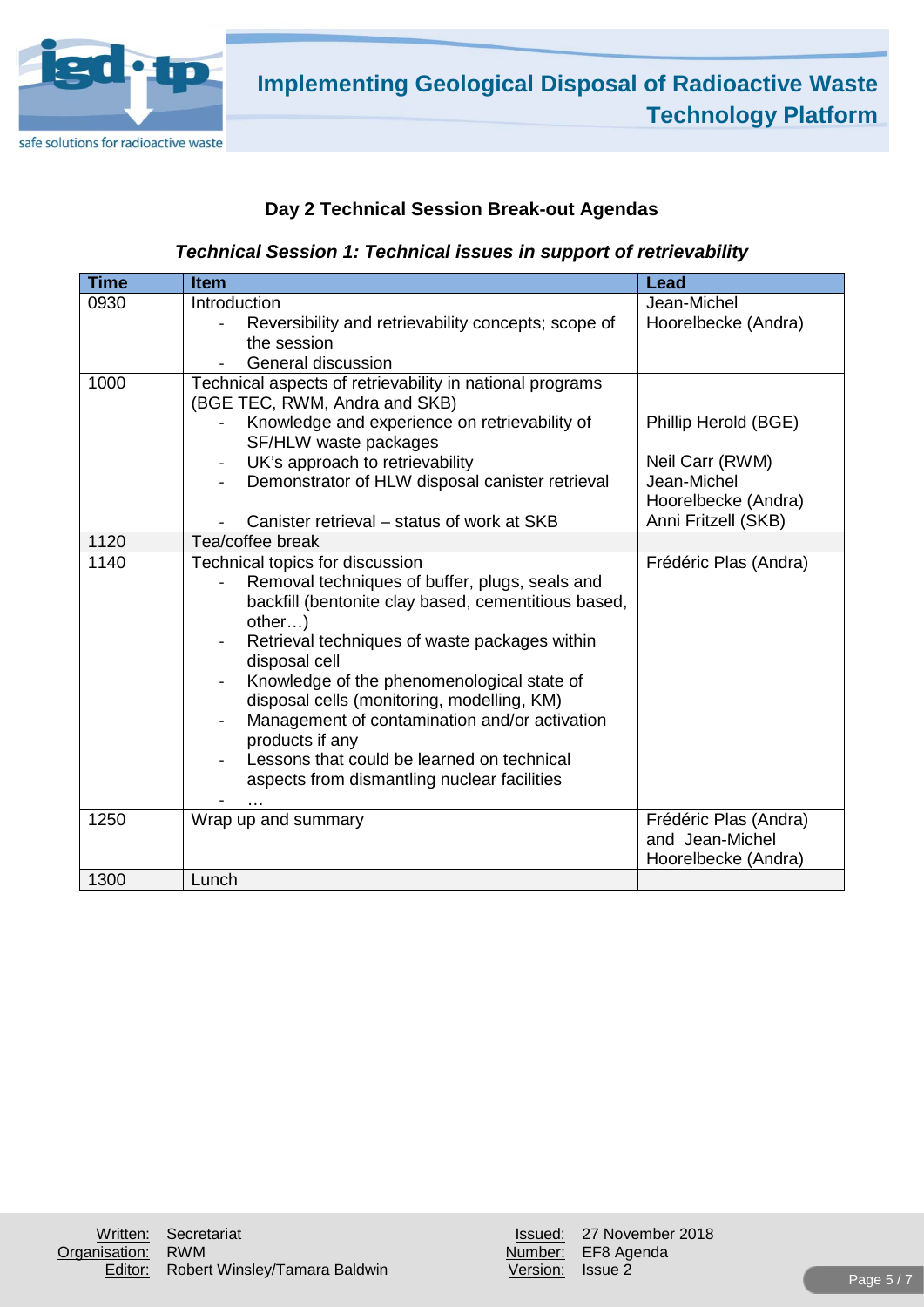## Day 2 Technical Session Break-out Agendas

### *Technical Session 1: Technical issues in support of retrievability*

| Time | Item | Lead |
|---|---|---|
| 0930 | Introduction<br>- Reversibility and retrievability concepts; scope of the session<br>- General discussion | Jean-Michel Hoorelbecke (Andra) |
| 1000 | Technical aspects of retrievability in national programs (BGE TEC, RWM, Andra and SKB)<br>- Knowledge and experience on retrievability of SF/HLW waste packages<br>- UK's approach to retrievability<br>- Demonstrator of HLW disposal canister retrieval<br>- Canister retrieval – status of work at SKB | Phillip Herold (BGE)<br>Neil Carr (RWM)<br>Jean-Michel Hoorelbecke (Andra)<br>Anni Fritzell (SKB) |
| 1120 | Tea/coffee break | |
| 1140 | Technical topics for discussion<br>- Removal techniques of buffer, plugs, seals and backfill (bentonite clay based, cementitious based, other…)<br>- Retrieval techniques of waste packages within disposal cell<br>- Knowledge of the phenomenological state of disposal cells (monitoring, modelling, KM)<br>- Management of contamination and/or activation products if any<br>- Lessons that could be learned on technical aspects from dismantling nuclear facilities<br>- … | Frédéric Plas (Andra) |
| 1250 | Wrap up and summary | Frédéric Plas (Andra) and Jean-Michel Hoorelbecke (Andra) |
| 1300 | Lunch | |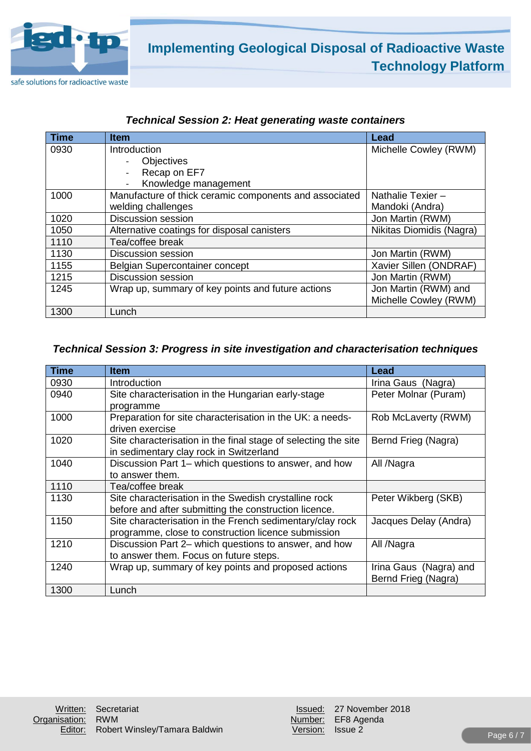### *Technical Session 2: Heat generating waste containers*

| Time | Item | Lead |
|---|---|---|
| 0930 | Introduction<br>- Objectives<br>- Recap on EF7<br>- Knowledge management | Michelle Cowley (RWM) |
| 1000 | Manufacture of thick ceramic components and associated welding challenges | Nathalie Texier – Mandoki (Andra) |
| 1020 | Discussion session | Jon Martin (RWM) |
| 1050 | Alternative coatings for disposal canisters | Nikitas Diomidis (Nagra) |
| 1110 | Tea/coffee break | |
| 1130 | Discussion session | Jon Martin (RWM) |
| 1155 | Belgian Supercontainer concept | Xavier Sillen (ONDRAF) |
| 1215 | Discussion session | Jon Martin (RWM) |
| 1245 | Wrap up, summary of key points and future actions | Jon Martin (RWM) and Michelle Cowley (RWM) |
| 1300 | Lunch | |

### *Technical Session 3: Progress in site investigation and characterisation techniques*

| Time | Item | Lead |
|---|---|---|
| 0930 | Introduction | Irina Gaus (Nagra) |
| 0940 | Site characterisation in the Hungarian early-stage programme | Peter Molnar (Puram) |
| 1000 | Preparation for site characterisation in the UK: a needs-driven exercise | Rob McLaverty (RWM) |
| 1020 | Site characterisation in the final stage of selecting the site in sedimentary clay rock in Switzerland | Bernd Frieg (Nagra) |
| 1040 | Discussion Part 1– which questions to answer, and how to answer them. | All /Nagra |
| 1110 | Tea/coffee break | |
| 1130 | Site characterisation in the Swedish crystalline rock before and after submitting the construction licence. | Peter Wikberg (SKB) |
| 1150 | Site characterisation in the French sedimentary/clay rock programme, close to construction licence submission | Jacques Delay (Andra) |
| 1210 | Discussion Part 2– which questions to answer, and how to answer them. Focus on future steps. | All /Nagra |
| 1240 | Wrap up, summary of key points and proposed actions | Irina Gaus (Nagra) and Bernd Frieg (Nagra) |
| 1300 | Lunch | |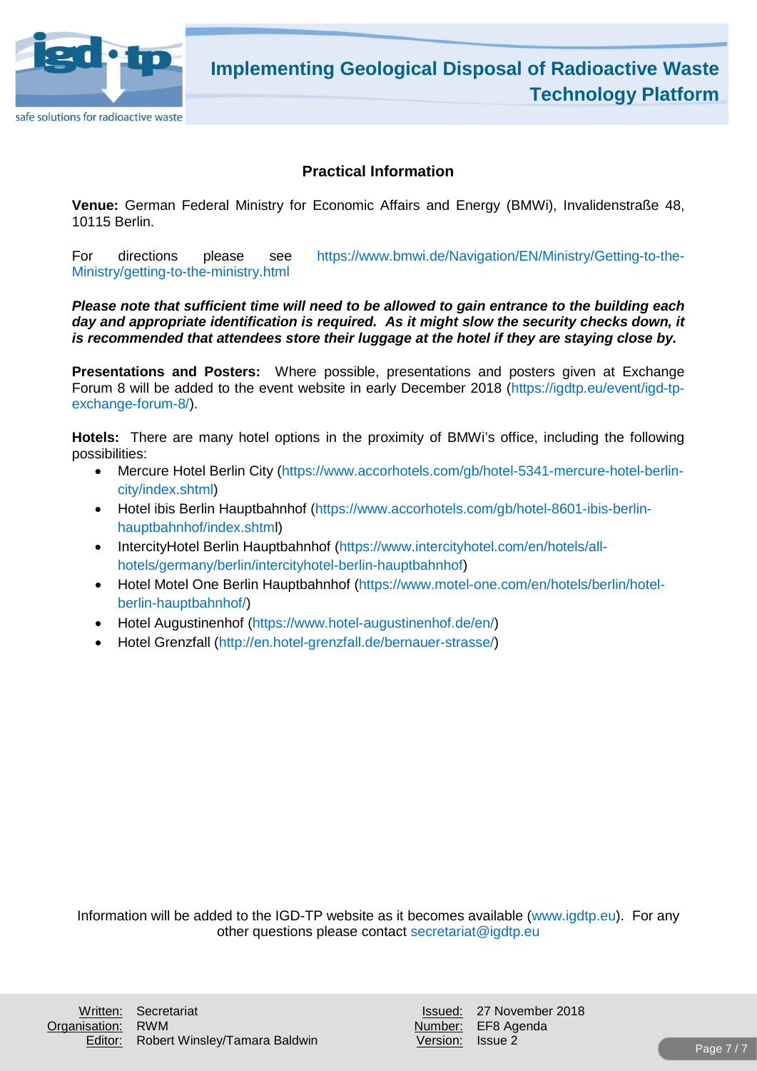## Practical Information

**Venue:** German Federal Ministry for Economic Affairs and Energy (BMWi), Invalidenstraße 48, 10115 Berlin.

For directions please see https://www.bmwi.de/Navigation/EN/Ministry/Getting-to-the-Ministry/getting-to-the-ministry.html

***Please note that sufficient time will need to be allowed to gain entrance to the building each day and appropriate identification is required. As it might slow the security checks down, it is recommended that attendees store their luggage at the hotel if they are staying close by.***

**Presentations and Posters:** Where possible, presentations and posters given at Exchange Forum 8 will be added to the event website in early December 2018 (https://igdtp.eu/event/igd-tp-exchange-forum-8/).

**Hotels:** There are many hotel options in the proximity of BMWi's office, including the following possibilities:

- Mercure Hotel Berlin City (https://www.accorhotels.com/gb/hotel-5341-mercure-hotel-berlin-city/index.shtml)
- Hotel ibis Berlin Hauptbahnhof (https://www.accorhotels.com/gb/hotel-8601-ibis-berlin-hauptbahnhof/index.shtml)
- IntercityHotel Berlin Hauptbahnhof (https://www.intercityhotel.com/en/hotels/all-hotels/germany/berlin/intercityhotel-berlin-hauptbahnhof)
- Hotel Motel One Berlin Hauptbahnhof (https://www.motel-one.com/en/hotels/berlin/hotel-berlin-hauptbahnhof/)
- Hotel Augustinenhof (https://www.hotel-augustinenhof.de/en/)
- Hotel Grenzfall (http://en.hotel-grenzfall.de/bernauer-strasse/)

Information will be added to the IGD-TP website as it becomes available (www.igdtp.eu). For any other questions please contact secretariat@igdtp.eu